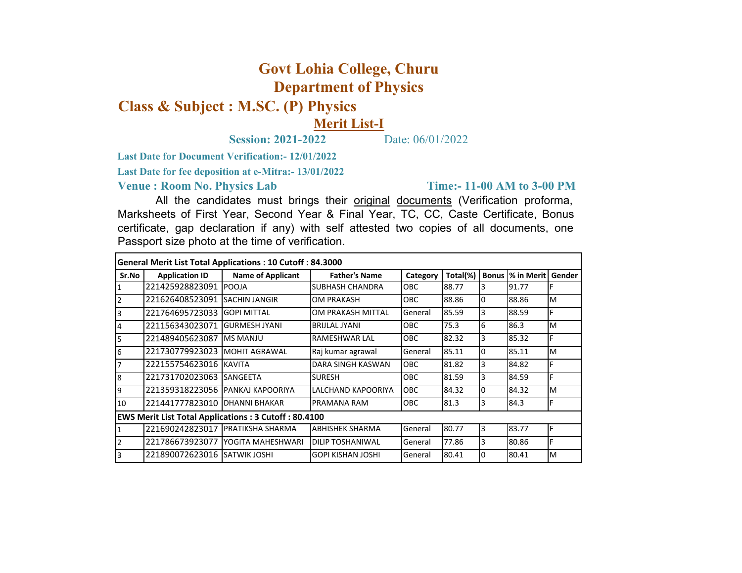# Govt Lohia College, Churu

## Department of Physics

## Class & Subject : M.SC. (P) Physics

### Merit List-I

**Session: 2021-2022** Date: 06/01/2022

**Last Date for Document Verification:- 12/01/2022**

**Last Date for fee deposition at e-Mitra:- 13/01/2022**

**Venue : Room No. Physics Lab** **Time:- 11-00 AM to 3-00 PM**

All the candidates must brings their original documents (Verification proforma, Marksheets of First Year, Second Year & Final Year, TC, CC, Caste Certificate, Bonus certificate, gap declaration if any) with self attested two copies of all documents, one Passport size photo at the time of verification.

| **General Merit List Total Applications : 10 Cutoff : 84.3000** | | | | | | | | |
|---|---|---|---|---|---|---|---|---|
| **Sr.No** | **Application ID** | **Name of Applicant** | **Father's Name** | **Category** | **Total(%)** | **Bonus** | **% in Merit** | **Gender** |
| 1 | 221425928823091 | POOJA | SUBHASH CHANDRA | OBC | 88.77 | 3 | 91.77 | F |
| 2 | 221626408523091 | SACHIN JANGIR | OM PRAKASH | OBC | 88.86 | 0 | 88.86 | M |
| 3 | 221764695723033 | GOPI MITTAL | OM PRAKASH MITTAL | General | 85.59 | 3 | 88.59 | F |
| 4 | 221156343023071 | GURMESH JYANI | BRIJLAL JYANI | OBC | 75.3 | 6 | 86.3 | M |
| 5 | 221489405623087 | MS MANJU | RAMESHWAR LAL | OBC | 82.32 | 3 | 85.32 | F |
| 6 | 221730779923023 | MOHIT AGRAWAL | Raj kumar agrawal | General | 85.11 | 0 | 85.11 | M |
| 7 | 222155754623016 | KAVITA | DARA SINGH KASWAN | OBC | 81.82 | 3 | 84.82 | F |
| 8 | 221731702023063 | SANGEETA | SURESH | OBC | 81.59 | 3 | 84.59 | F |
| 9 | 221359318223056 | PANKAJ KAPOORIYA | LALCHAND KAPOORIYA | OBC | 84.32 | 0 | 84.32 | M |
| 10 | 221441777823010 | DHANNI BHAKAR | PRAMANA RAM | OBC | 81.3 | 3 | 84.3 | F |
| **EWS Merit List Total Applications : 3 Cutoff : 80.4100** | | | | | | | | |
| 1 | 221690242823017 | PRATIKSHA SHARMA | ABHISHEK SHARMA | General | 80.77 | 3 | 83.77 | F |
| 2 | 221786673923077 | YOGITA MAHESHWARI | DILIP TOSHANIWAL | General | 77.86 | 3 | 80.86 | F |
| 3 | 221890072623016 | SATWIK JOSHI | GOPI KISHAN JOSHI | General | 80.41 | 0 | 80.41 | M |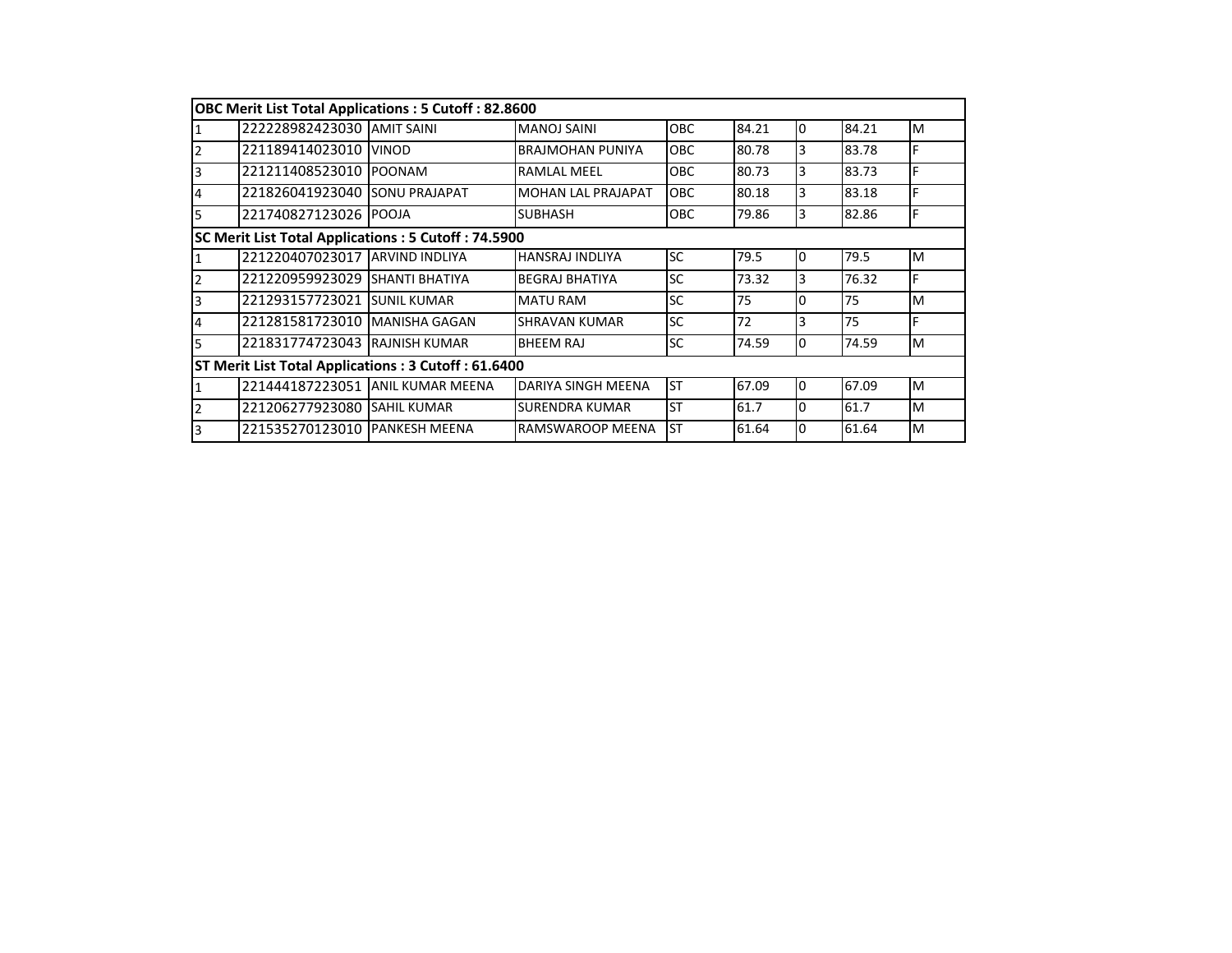| | | | | | | | | |
|---|---|---|---|---|---|---|---|---|
| **OBC Merit List Total Applications : 5 Cutoff : 82.8600** | | | | | | | | |
| 1 | 222228982423030 | AMIT SAINI | MANOJ SAINI | OBC | 84.21 | 0 | 84.21 | M |
| 2 | 221189414023010 | VINOD | BRAJMOHAN PUNIYA | OBC | 80.78 | 3 | 83.78 | F |
| 3 | 221211408523010 | POONAM | RAMLAL MEEL | OBC | 80.73 | 3 | 83.73 | F |
| 4 | 221826041923040 | SONU PRAJAPAT | MOHAN LAL PRAJAPAT | OBC | 80.18 | 3 | 83.18 | F |
| 5 | 221740827123026 | POOJA | SUBHASH | OBC | 79.86 | 3 | 82.86 | F |
| **SC Merit List Total Applications : 5 Cutoff : 74.5900** | | | | | | | | |
| 1 | 221220407023017 | ARVIND INDLIYA | HANSRAJ INDLIYA | SC | 79.5 | 0 | 79.5 | M |
| 2 | 221220959923029 | SHANTI BHATIYA | BEGRAJ BHATIYA | SC | 73.32 | 3 | 76.32 | F |
| 3 | 221293157723021 | SUNIL KUMAR | MATU RAM | SC | 75 | 0 | 75 | M |
| 4 | 221281581723010 | MANISHA GAGAN | SHRAVAN KUMAR | SC | 72 | 3 | 75 | F |
| 5 | 221831774723043 | RAJNISH KUMAR | BHEEM RAJ | SC | 74.59 | 0 | 74.59 | M |
| **ST Merit List Total Applications : 3 Cutoff : 61.6400** | | | | | | | | |
| 1 | 221444187223051 | ANIL KUMAR MEENA | DARIYA SINGH MEENA | ST | 67.09 | 0 | 67.09 | M |
| 2 | 221206277923080 | SAHIL KUMAR | SURENDRA KUMAR | ST | 61.7 | 0 | 61.7 | M |
| 3 | 221535270123010 | PANKESH MEENA | RAMSWAROOP MEENA | ST | 61.64 | 0 | 61.64 | M |